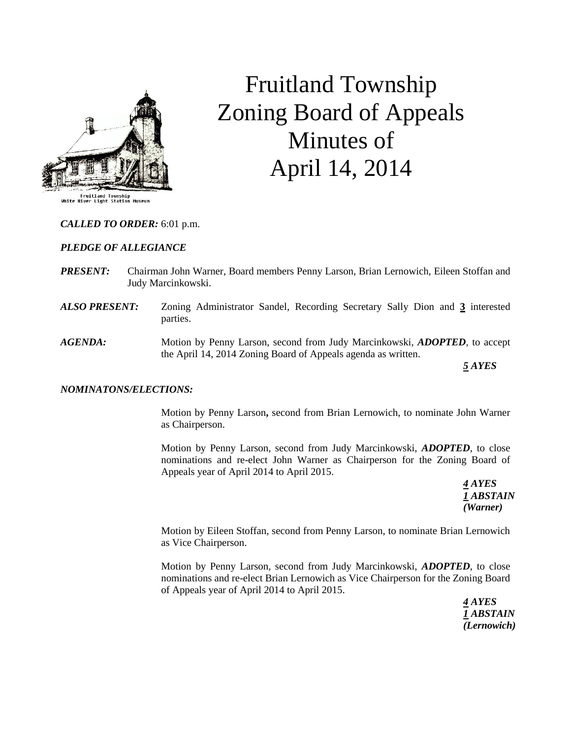# Fruitland Township Zoning Board of Appeals Minutes of April 14, 2014

Fruitland Township
White River Light Station Museum

***CALLED TO ORDER:*** 6:01 p.m.

***PLEDGE OF ALLEGIANCE***

***PRESENT:*** Chairman John Warner, Board members Penny Larson, Brian Lernowich, Eileen Stoffan and Judy Marcinkowski.

***ALSO PRESENT:*** Zoning Administrator Sandel, Recording Secretary Sally Dion and **3** interested parties.

***AGENDA:*** Motion by Penny Larson, second from Judy Marcinkowski, ***ADOPTED***, to accept the April 14, 2014 Zoning Board of Appeals agenda as written.

***5 AYES***

***NOMINATONS/ELECTIONS:***

Motion by Penny Larson**,** second from Brian Lernowich, to nominate John Warner as Chairperson.

Motion by Penny Larson, second from Judy Marcinkowski, ***ADOPTED***, to close nominations and re-elect John Warner as Chairperson for the Zoning Board of Appeals year of April 2014 to April 2015.

***4 AYES***
***1 ABSTAIN***
***(Warner)***

Motion by Eileen Stoffan, second from Penny Larson, to nominate Brian Lernowich as Vice Chairperson.

Motion by Penny Larson, second from Judy Marcinkowski, ***ADOPTED***, to close nominations and re-elect Brian Lernowich as Vice Chairperson for the Zoning Board of Appeals year of April 2014 to April 2015.

***4 AYES***
***1 ABSTAIN***
***(Lernowich)***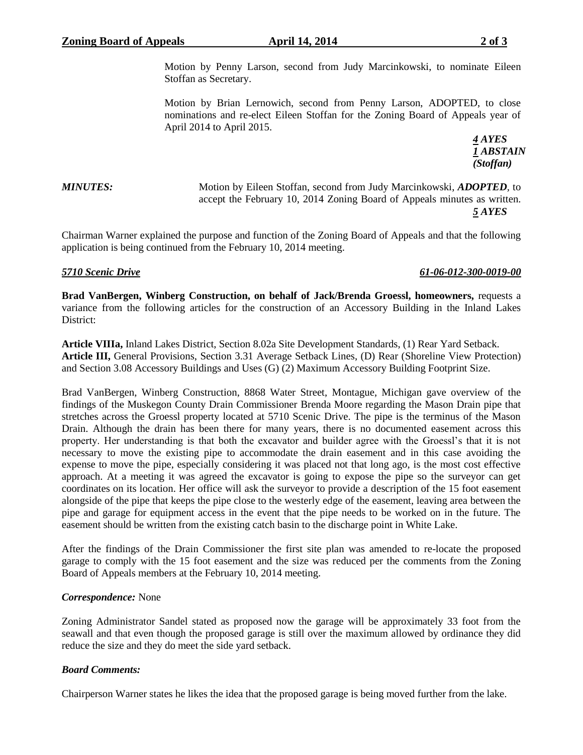Motion by Penny Larson, second from Judy Marcinkowski, to nominate Eileen Stoffan as Secretary.

Motion by Brian Lernowich, second from Penny Larson, ADOPTED, to close nominations and re-elect Eileen Stoffan for the Zoning Board of Appeals year of April 2014 to April 2015.

***4 AYES***
***1 ABSTAIN***
***(Stoffan)***

***MINUTES:*** Motion by Eileen Stoffan, second from Judy Marcinkowski, ***ADOPTED***, to accept the February 10, 2014 Zoning Board of Appeals minutes as written.

***5 AYES***

Chairman Warner explained the purpose and function of the Zoning Board of Appeals and that the following application is being continued from the February 10, 2014 meeting.

***5710 Scenic Drive*** ***61-06-012-300-0019-00***

**Brad VanBergen, Winberg Construction, on behalf of Jack/Brenda Groessl, homeowners,** requests a variance from the following articles for the construction of an Accessory Building in the Inland Lakes District:

**Article VIIIa,** Inland Lakes District, Section 8.02a Site Development Standards, (1) Rear Yard Setback.
**Article III,** General Provisions, Section 3.31 Average Setback Lines, (D) Rear (Shoreline View Protection) and Section 3.08 Accessory Buildings and Uses (G) (2) Maximum Accessory Building Footprint Size.

Brad VanBergen, Winberg Construction, 8868 Water Street, Montague, Michigan gave overview of the findings of the Muskegon County Drain Commissioner Brenda Moore regarding the Mason Drain pipe that stretches across the Groessl property located at 5710 Scenic Drive. The pipe is the terminus of the Mason Drain. Although the drain has been there for many years, there is no documented easement across this property. Her understanding is that both the excavator and builder agree with the Groessl's that it is not necessary to move the existing pipe to accommodate the drain easement and in this case avoiding the expense to move the pipe, especially considering it was placed not that long ago, is the most cost effective approach. At a meeting it was agreed the excavator is going to expose the pipe so the surveyor can get coordinates on its location. Her office will ask the surveyor to provide a description of the 15 foot easement alongside of the pipe that keeps the pipe close to the westerly edge of the easement, leaving area between the pipe and garage for equipment access in the event that the pipe needs to be worked on in the future. The easement should be written from the existing catch basin to the discharge point in White Lake.

After the findings of the Drain Commissioner the first site plan was amended to re-locate the proposed garage to comply with the 15 foot easement and the size was reduced per the comments from the Zoning Board of Appeals members at the February 10, 2014 meeting.

***Correspondence:*** None

Zoning Administrator Sandel stated as proposed now the garage will be approximately 33 foot from the seawall and that even though the proposed garage is still over the maximum allowed by ordinance they did reduce the size and they do meet the side yard setback.

***Board Comments:***

Chairperson Warner states he likes the idea that the proposed garage is being moved further from the lake.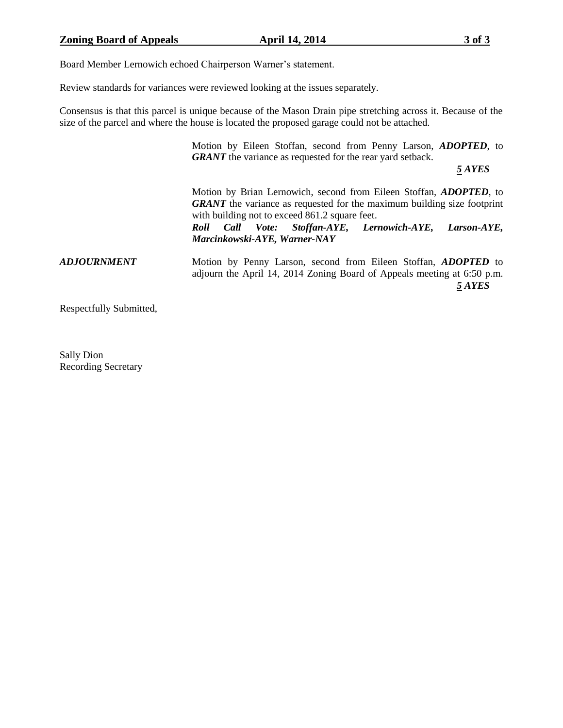Board Member Lernowich echoed Chairperson Warner's statement.

Review standards for variances were reviewed looking at the issues separately.

Consensus is that this parcel is unique because of the Mason Drain pipe stretching across it. Because of the size of the parcel and where the house is located the proposed garage could not be attached.

Motion by Eileen Stoffan, second from Penny Larson, ***ADOPTED***, to ***GRANT*** the variance as requested for the rear yard setback.

***5 AYES***

Motion by Brian Lernowich, second from Eileen Stoffan, ***ADOPTED***, to ***GRANT*** the variance as requested for the maximum building size footprint with building not to exceed 861.2 square feet.

***Roll Call Vote: Stoffan-AYE, Lernowich-AYE, Larson-AYE, Marcinkowski-AYE, Warner-NAY***

***ADJOURNMENT***

Motion by Penny Larson, second from Eileen Stoffan, ***ADOPTED*** to adjourn the April 14, 2014 Zoning Board of Appeals meeting at 6:50 p.m.

***5 AYES***

Respectfully Submitted,

Sally Dion
Recording Secretary